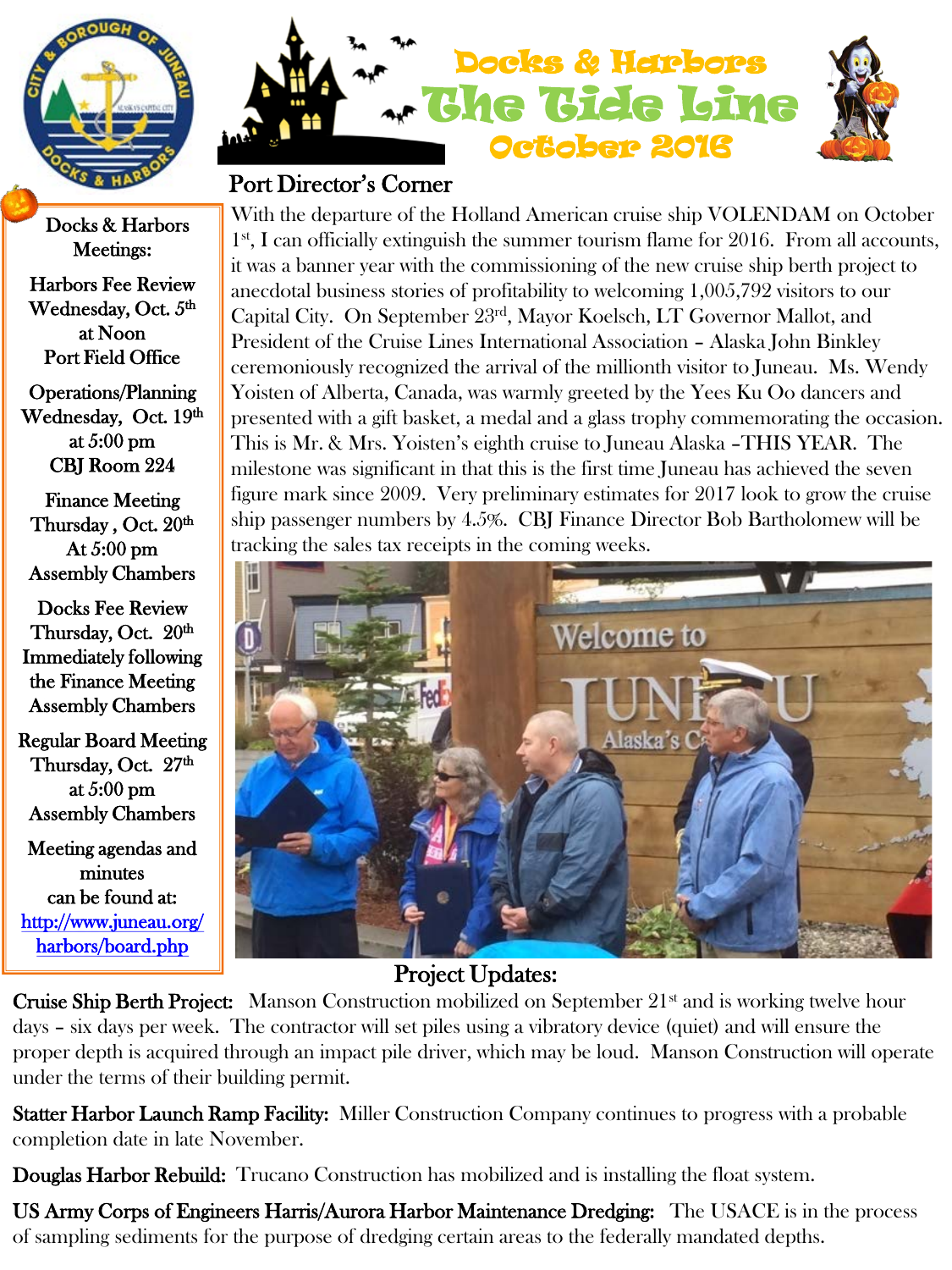# Docks & Harbors The Tide Line

October 2016

## Port Director's Corner

With the departure of the Holland American cruise ship VOLENDAM on October 1st, I can officially extinguish the summer tourism flame for 2016. From all accounts, it was a banner year with the commissioning of the new cruise ship berth project to anecdotal business stories of profitability to welcoming 1,005,792 visitors to our Capital City. On September 23rd, Mayor Koelsch, LT Governor Mallot, and President of the Cruise Lines International Association – Alaska John Binkley ceremoniously recognized the arrival of the millionth visitor to Juneau. Ms. Wendy Yoisten of Alberta, Canada, was warmly greeted by the Yees Ku Oo dancers and presented with a gift basket, a medal and a glass trophy commemorating the occasion. This is Mr. & Mrs. Yoisten's eighth cruise to Juneau Alaska –THIS YEAR. The milestone was significant in that this is the first time Juneau has achieved the seven figure mark since 2009. Very preliminary estimates for 2017 look to grow the cruise ship passenger numbers by 4.5%. CBJ Finance Director Bob Bartholomew will be tracking the sales tax receipts in the coming weeks.

**Docks & Harbors Meetings:**

**Harbors Fee Review**
Wednesday, Oct. 5th
at Noon
Port Field Office

**Operations/Planning**
Wednesday, Oct. 19th
at 5:00 pm
CBJ Room 224

**Finance Meeting**
Thursday, Oct. 20th
At 5:00 pm
Assembly Chambers

**Docks Fee Review**
Thursday, Oct. 20th
Immediately following the Finance Meeting
Assembly Chambers

**Regular Board Meeting**
Thursday, Oct. 27th
at 5:00 pm
Assembly Chambers

Meeting agendas and minutes can be found at:
http://www.juneau.org/harbors/board.php

## Project Updates:

**Cruise Ship Berth Project:** Manson Construction mobilized on September 21st and is working twelve hour days – six days per week. The contractor will set piles using a vibratory device (quiet) and will ensure the proper depth is acquired through an impact pile driver, which may be loud. Manson Construction will operate under the terms of their building permit.

**Statter Harbor Launch Ramp Facility:** Miller Construction Company continues to progress with a probable completion date in late November.

**Douglas Harbor Rebuild:** Trucano Construction has mobilized and is installing the float system.

**US Army Corps of Engineers Harris/Aurora Harbor Maintenance Dredging:** The USACE is in the process of sampling sediments for the purpose of dredging certain areas to the federally mandated depths.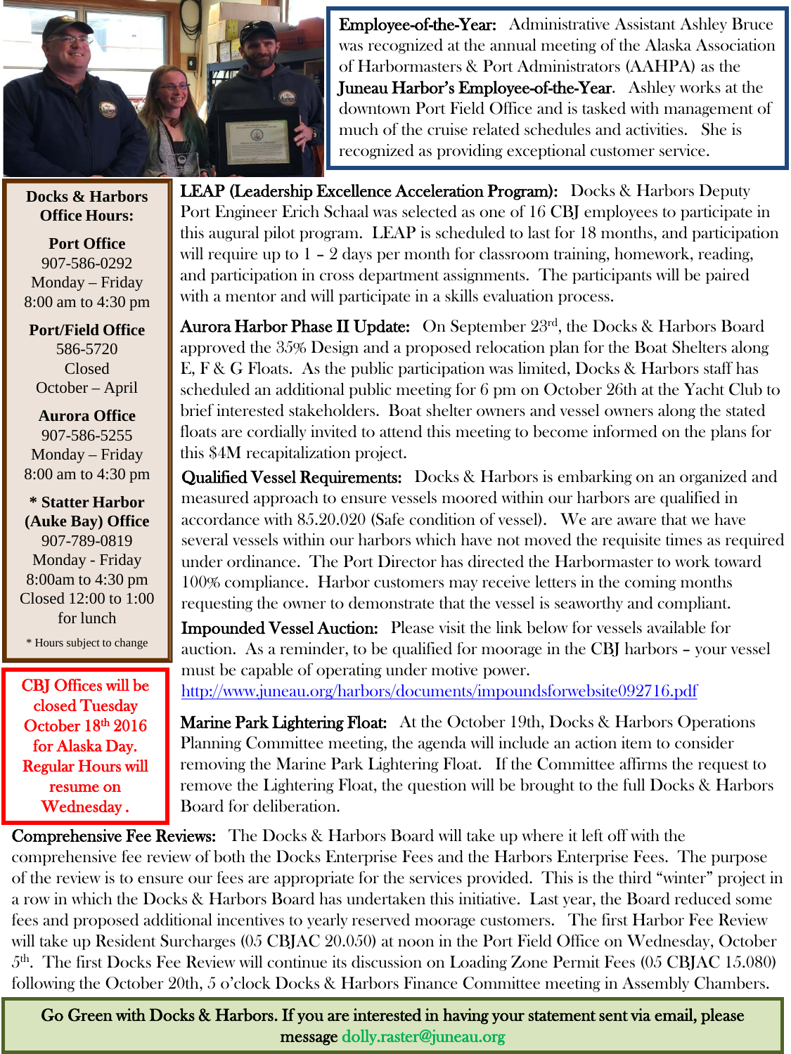**Employee-of-the-Year:** Administrative Assistant Ashley Bruce was recognized at the annual meeting of the Alaska Association of Harbormasters & Port Administrators (AAHPA) as the **Juneau Harbor's Employee-of-the-Year**. Ashley works at the downtown Port Field Office and is tasked with management of much of the cruise related schedules and activities. She is recognized as providing exceptional customer service.

**Docks & Harbors Office Hours:**

**Port Office**
907-586-0292
Monday – Friday
8:00 am to 4:30 pm

**Port/Field Office**
586-5720
Closed
October – April

**Aurora Office**
907-586-5255
Monday – Friday
8:00 am to 4:30 pm

**\* Statter Harbor (Auke Bay) Office**
907-789-0819
Monday - Friday
8:00am to 4:30 pm
Closed 12:00 to 1:00 for lunch

\* Hours subject to change

**CBJ Offices will be closed Tuesday October 18th 2016 for Alaska Day. Regular Hours will resume on Wednesday .**

**LEAP (Leadership Excellence Acceleration Program):** Docks & Harbors Deputy Port Engineer Erich Schaal was selected as one of 16 CBJ employees to participate in this augural pilot program. LEAP is scheduled to last for 18 months, and participation will require up to 1 – 2 days per month for classroom training, homework, reading, and participation in cross department assignments. The participants will be paired with a mentor and will participate in a skills evaluation process.

**Aurora Harbor Phase II Update:** On September 23rd, the Docks & Harbors Board approved the 35% Design and a proposed relocation plan for the Boat Shelters along E, F & G Floats. As the public participation was limited, Docks & Harbors staff has scheduled an additional public meeting for 6 pm on October 26th at the Yacht Club to brief interested stakeholders. Boat shelter owners and vessel owners along the stated floats are cordially invited to attend this meeting to become informed on the plans for this $4M recapitalization project.

**Qualified Vessel Requirements:** Docks & Harbors is embarking on an organized and measured approach to ensure vessels moored within our harbors are qualified in accordance with 85.20.020 (Safe condition of vessel). We are aware that we have several vessels within our harbors which have not moved the requisite times as required under ordinance. The Port Director has directed the Harbormaster to work toward 100% compliance. Harbor customers may receive letters in the coming months requesting the owner to demonstrate that the vessel is seaworthy and compliant.

**Impounded Vessel Auction:** Please visit the link below for vessels available for auction. As a reminder, to be qualified for moorage in the CBJ harbors – your vessel must be capable of operating under motive power.
http://www.juneau.org/harbors/documents/impoundsforwebsite092716.pdf

**Marine Park Lightering Float:** At the October 19th, Docks & Harbors Operations Planning Committee meeting, the agenda will include an action item to consider removing the Marine Park Lightering Float. If the Committee affirms the request to remove the Lightering Float, the question will be brought to the full Docks & Harbors Board for deliberation.

**Comprehensive Fee Reviews:** The Docks & Harbors Board will take up where it left off with the comprehensive fee review of both the Docks Enterprise Fees and the Harbors Enterprise Fees. The purpose of the review is to ensure our fees are appropriate for the services provided. This is the third "winter" project in a row in which the Docks & Harbors Board has undertaken this initiative. Last year, the Board reduced some fees and proposed additional incentives to yearly reserved moorage customers. The first Harbor Fee Review will take up Resident Surcharges (05 CBJAC 20.050) at noon in the Port Field Office on Wednesday, October 5th. The first Docks Fee Review will continue its discussion on Loading Zone Permit Fees (05 CBJAC 15.080) following the October 20th, 5 o'clock Docks & Harbors Finance Committee meeting in Assembly Chambers.

**Go Green with Docks & Harbors. If you are interested in having your statement sent via email, please message dolly.raster@juneau.org**